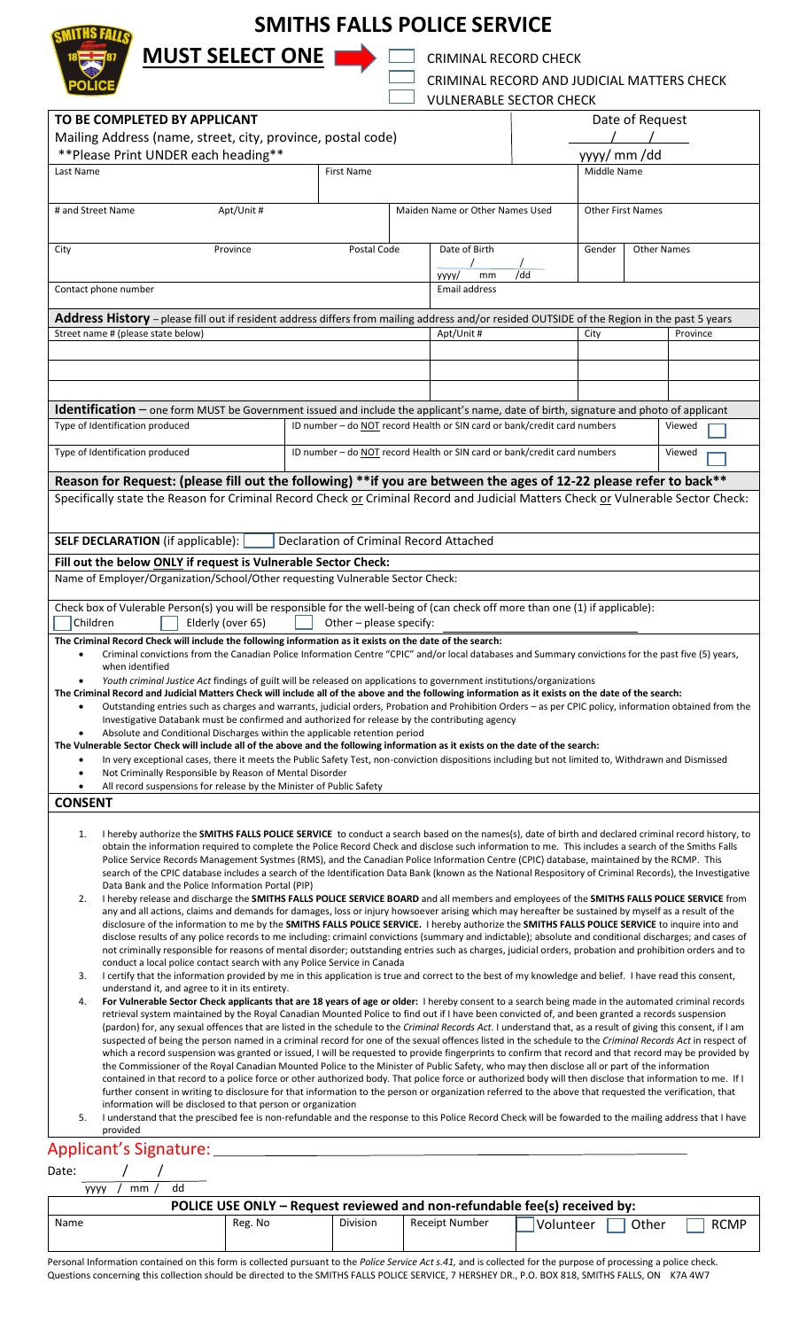# SMITHS FALLS POLICE SERVICE

**MUST SELECT ONE** ☐ CRIMINAL RECORD CHECK
☐ CRIMINAL RECORD AND JUDICIAL MATTERS CHECK
☐ VULNERABLE SECTOR CHECK

| **TO BE COMPLETED BY APPLICANT** | | | | Date of Request | |
|---|---|---|---|---|---|
| Mailing Address (name, street, city, province, postal code) | | | | / / | |
| **Please Print UNDER each heading** | | | | yyyy/ mm /dd | |
| Last Name | | First Name | | Middle Name | |
| # and Street Name | Apt/Unit # | | Maiden Name or Other Names Used | Other First Names | |
| City | Province | Postal Code | Date of Birth / / yyyy/ mm /dd | Gender | Other Names |
| Contact phone number | | | Email address | | |

**Address History** – please fill out if resident address differs from mailing address and/or resided OUTSIDE of the Region in the past 5 years

| Street name # (please state below) | Apt/Unit # | City | Province |
|---|---|---|---|
| | | | |
| | | | |
| | | | |

**Identification** – one form MUST be Government issued and include the applicant's name, date of birth, signature and photo of applicant

| Type of Identification produced | ID number – do NOT record Health or SIN card or bank/credit card numbers | Viewed ☐ |
|---|---|---|
| Type of Identification produced | ID number – do NOT record Health or SIN card or bank/credit card numbers | Viewed ☐ |

**Reason for Request: (please fill out the following) **if you are between the ages of 12-22 please refer to back****

Specifically state the Reason for Criminal Record Check or Criminal Record and Judicial Matters Check or Vulnerable Sector Check:

**SELF DECLARATION** (if applicable): ☐ Declaration of Criminal Record Attached

**Fill out the below ONLY if request is Vulnerable Sector Check:**

Name of Employer/Organization/School/Other requesting Vulnerable Sector Check:

Check box of Vulerable Person(s) you will be responsible for the well-being of (can check off more than one (1) if applicable):
☐ Children ☐ Elderly (over 65) ☐ Other – please specify:

**The Criminal Record Check will include the following information as it exists on the date of the search:**

- Criminal convictions from the Canadian Police Information Centre "CPIC" and/or local databases and Summary convictions for the past five (5) years, when identified
- *Youth criminal Justice Act* findings of guilt will be released on applications to government institutions/organizations

**The Criminal Record and Judicial Matters Check will include all of the above and the following information as it exists on the date of the search:**

- Outstanding entries such as charges and warrants, judicial orders, Probation and Prohibition Orders – as per CPIC policy, information obtained from the Investigative Databank must be confirmed and authorized for release by the contributing agency
- Absolute and Conditional Discharges within the applicable retention period

**The Vulnerable Sector Check will include all of the above and the following information as it exists on the date of the search:**

- In very exceptional cases, there it meets the Public Safety Test, non-conviction dispositions including but not limited to, Withdrawn and Dismissed
- Not Criminally Responsible by Reason of Mental Disorder
- All record suspensions for release by the Minister of Public Safety

**CONSENT**

1. I hereby authorize the **SMITHS FALLS POLICE SERVICE** to conduct a search based on the names(s), date of birth and declared criminal record history, to obtain the information required to complete the Police Record Check and disclose such information to me. This includes a search of the Smiths Falls Police Service Records Management Systmes (RMS), and the Canadian Police Information Centre (CPIC) database, maintained by the RCMP. This search of the CPIC database includes a search of the Identification Data Bank (known as the National Repository of Criminal Records), the Investigative Data Bank and the Police Information Portal (PIP)
2. I hereby release and discharge the **SMITHS FALLS POLICE SERVICE BOARD** and all members and employees of the **SMITHS FALLS POLICE SERVICE** from any and all actions, claims and demands for damages, loss or injury howsoever arising which may hereafter be sustained by myself as a result of the disclosure of the information to me by the **SMITHS FALLS POLICE SERVICE.** I hereby authorize the **SMITHS FALLS POLICE SERVICE** to inquire into and disclose results of any police records to me including: crimainl convictions (summary and indictable); absolute and conditional discharges; and cases of not criminally responsible for reasons of mental disorder; outstanding entries such as charges, judicial orders, probation and prohibition orders and to conduct a local police contact search with any Police Service in Canada
3. I certify that the information provided by me in this application is true and correct to the best of my knowledge and belief. I have read this consent, understand it, and agree to it in its entirety.
4. **For Vulnerable Sector Check applicants that are 18 years of age or older:** I hereby consent to a search being made in the automated criminal records retrieval system maintained by the Royal Canadian Mounted Police to find out if I have been convicted of, and been granted a records suspension (pardon) for, any sexual offences that are listed in the schedule to the *Criminal Records Act*. I understand that, as a result of giving this consent, if I am suspected of being the person named in a criminal record for one of the sexual offences listed in the schedule to the *Criminal Records Act* in respect of which a record suspension was granted or issued, I will be requested to provide fingerprints to confirm that record and that record may be provided by the Commissioner of the Royal Canadian Mounted Police to the Minister of Public Safety, who may then disclose all or part of the information contained in that record to a police force or other authorized body. That police force or authorized body will then disclose that information to me. If I further consent in writing to disclosure for that information to the person or organization referred to the above that requested the verification, that information will be disclosed to that person or organization
5. I understand that the prescibed fee is non-refundable and the response to this Police Record Check will be fowarded to the mailing address that I have provided

## Applicant's Signature: ____________________

Date: / /
yyyy / mm / dd

| **POLICE USE ONLY – Request reviewed and non-refundable fee(s) received by:** | | | | | | |
|---|---|---|---|---|---|---|
| Name | Reg. No | Division | Receipt Number | ☐ Volunteer | ☐ Other | ☐ RCMP |
| | | | | | | |

Personal Information contained on this form is collected pursuant to the *Police Service Act s.41,* and is collected for the purpose of processing a police check. Questions concerning this collection should be directed to the SMITHS FALLS POLICE SERVICE, 7 HERSHEY DR., P.O. BOX 818, SMITHS FALLS, ON K7A 4W7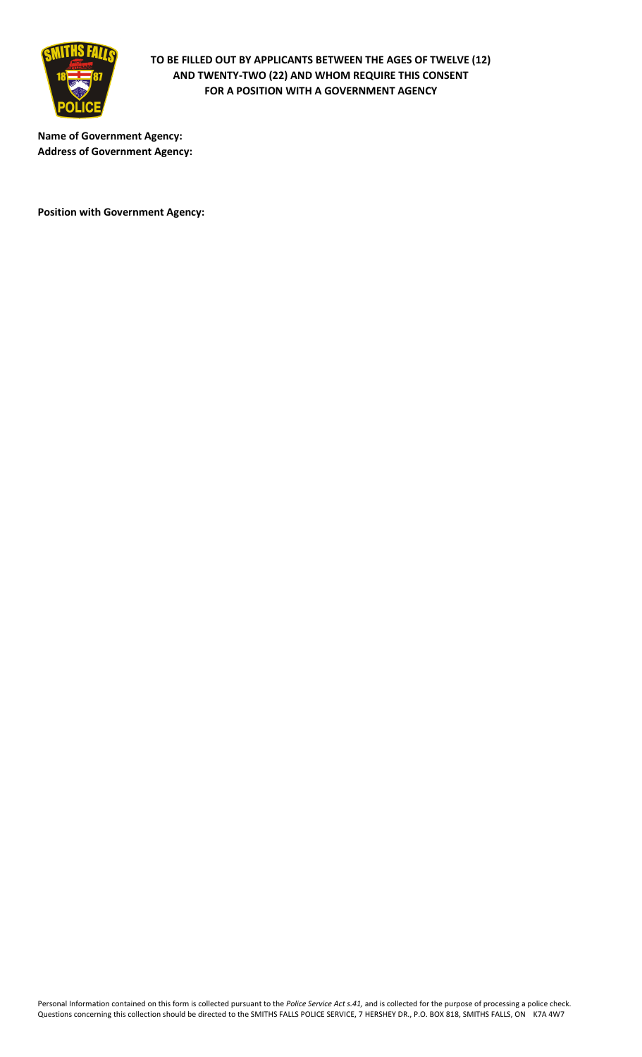**TO BE FILLED OUT BY APPLICANTS BETWEEN THE AGES OF TWELVE (12) AND TWENTY-TWO (22) AND WHOM REQUIRE THIS CONSENT FOR A POSITION WITH A GOVERNMENT AGENCY**

**Name of Government Agency:**

**Address of Government Agency:**

**Position with Government Agency:**

Personal Information contained on this form is collected pursuant to the *Police Service Act s.41,* and is collected for the purpose of processing a police check. Questions concerning this collection should be directed to the SMITHS FALLS POLICE SERVICE, 7 HERSHEY DR., P.O. BOX 818, SMITHS FALLS, ON K7A 4W7